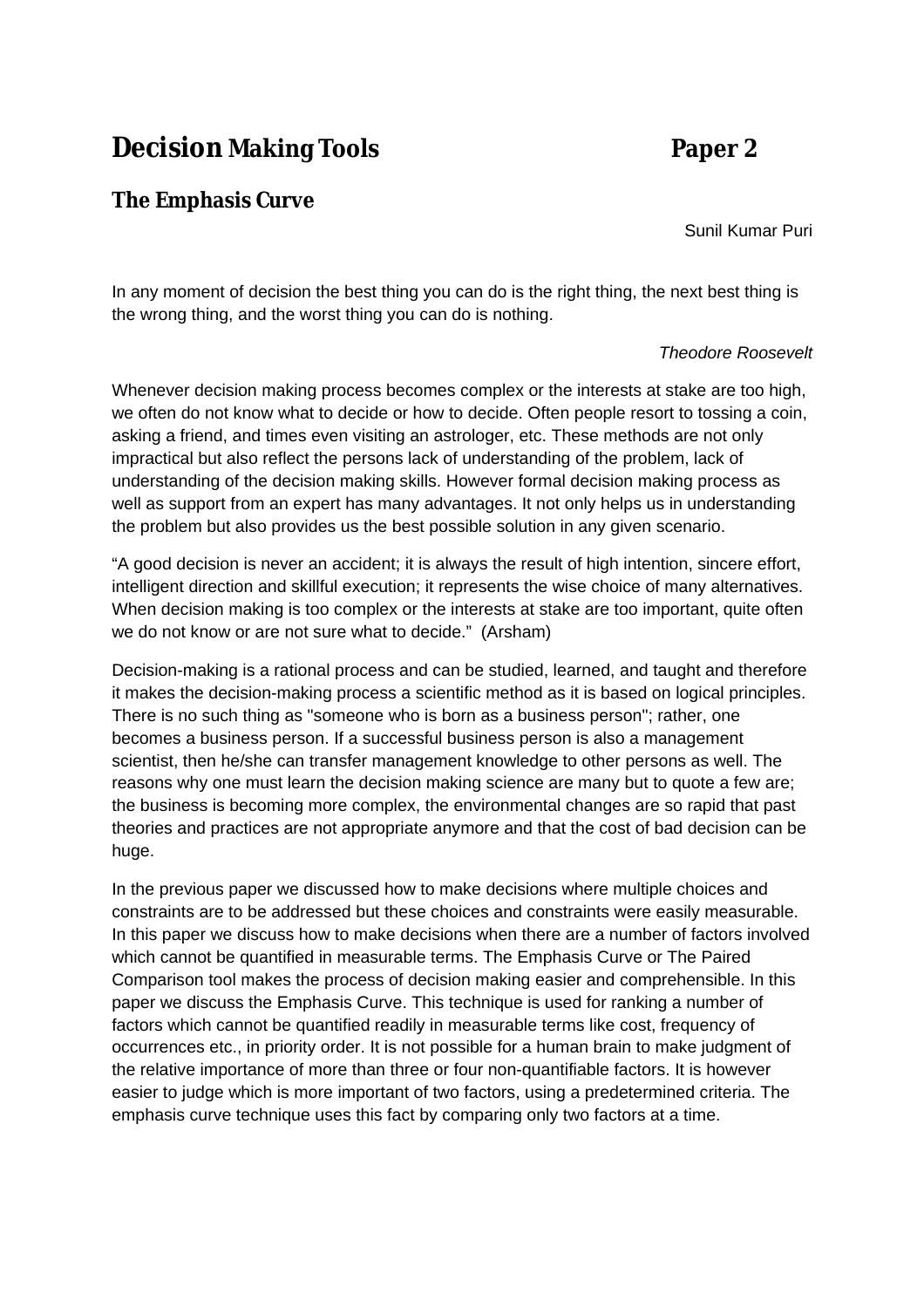# Decision Making Tools Paper 2

## The Emphasis Curve

Sunil Kumar Puri

In any moment of decision the best thing you can do is the right thing, the next best thing is the wrong thing, and the worst thing you can do is nothing.

*Theodore Roosevelt*

Whenever decision making process becomes complex or the interests at stake are too high, we often do not know what to decide or how to decide. Often people resort to tossing a coin, asking a friend, and times even visiting an astrologer, etc. These methods are not only impractical but also reflect the persons lack of understanding of the problem, lack of understanding of the decision making skills. However formal decision making process as well as support from an expert has many advantages. It not only helps us in understanding the problem but also provides us the best possible solution in any given scenario.

“A good decision is never an accident; it is always the result of high intention, sincere effort, intelligent direction and skillful execution; it represents the wise choice of many alternatives. When decision making is too complex or the interests at stake are too important, quite often we do not know or are not sure what to decide.” (Arsham)

Decision-making is a rational process and can be studied, learned, and taught and therefore it makes the decision-making process a scientific method as it is based on logical principles. There is no such thing as "someone who is born as a business person"; rather, one becomes a business person. If a successful business person is also a management scientist, then he/she can transfer management knowledge to other persons as well. The reasons why one must learn the decision making science are many but to quote a few are; the business is becoming more complex, the environmental changes are so rapid that past theories and practices are not appropriate anymore and that the cost of bad decision can be huge.

In the previous paper we discussed how to make decisions where multiple choices and constraints are to be addressed but these choices and constraints were easily measurable. In this paper we discuss how to make decisions when there are a number of factors involved which cannot be quantified in measurable terms. The Emphasis Curve or The Paired Comparison tool makes the process of decision making easier and comprehensible. In this paper we discuss the Emphasis Curve. This technique is used for ranking a number of factors which cannot be quantified readily in measurable terms like cost, frequency of occurrences etc., in priority order. It is not possible for a human brain to make judgment of the relative importance of more than three or four non-quantifiable factors. It is however easier to judge which is more important of two factors, using a predetermined criteria. The emphasis curve technique uses this fact by comparing only two factors at a time.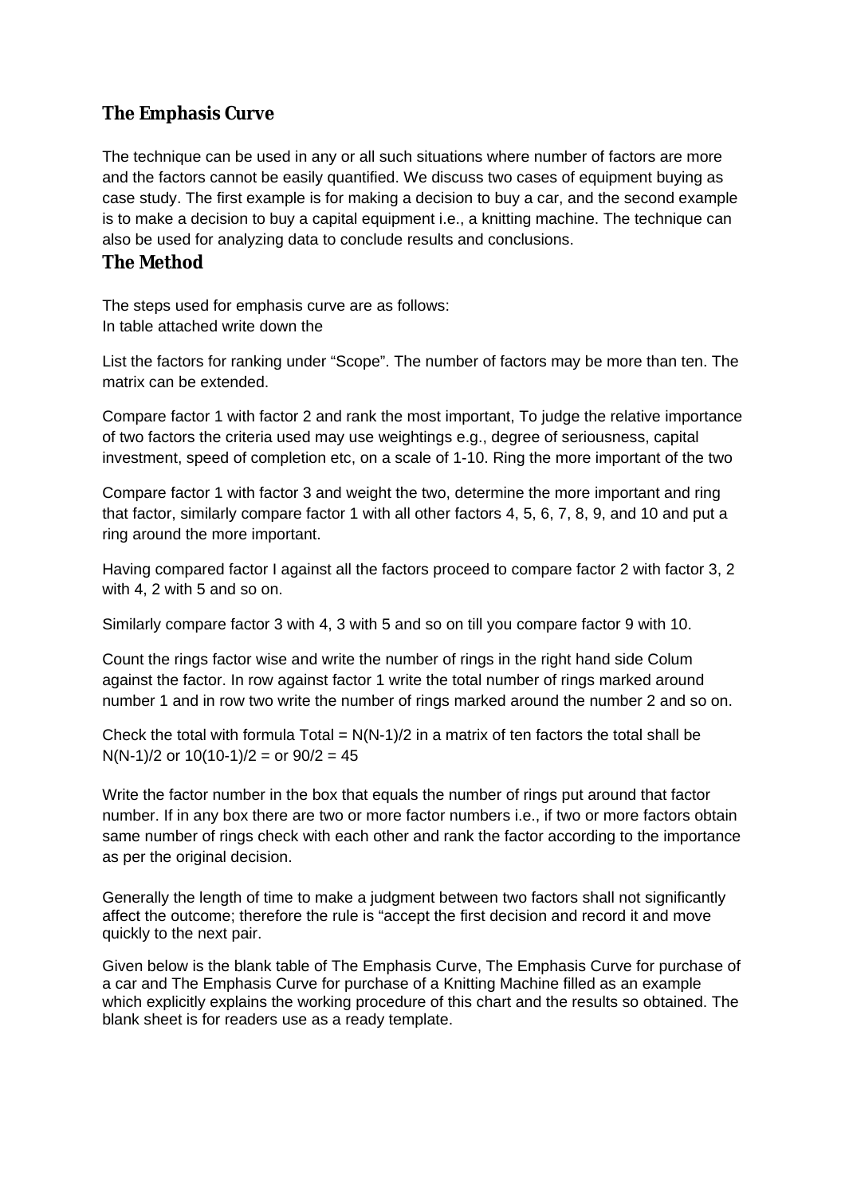## The Emphasis Curve

The technique can be used in any or all such situations where number of factors are more and the factors cannot be easily quantified. We discuss two cases of equipment buying as case study. The first example is for making a decision to buy a car, and the second example is to make a decision to buy a capital equipment i.e., a knitting machine. The technique can also be used for analyzing data to conclude results and conclusions.

## The Method

The steps used for emphasis curve are as follows:
In table attached write down the

List the factors for ranking under "Scope". The number of factors may be more than ten. The matrix can be extended.

Compare factor 1 with factor 2 and rank the most important, To judge the relative importance of two factors the criteria used may use weightings e.g., degree of seriousness, capital investment, speed of completion etc, on a scale of 1-10. Ring the more important of the two

Compare factor 1 with factor 3 and weight the two, determine the more important and ring that factor, similarly compare factor 1 with all other factors 4, 5, 6, 7, 8, 9, and 10 and put a ring around the more important.

Having compared factor I against all the factors proceed to compare factor 2 with factor 3, 2 with 4, 2 with 5 and so on.

Similarly compare factor 3 with 4, 3 with 5 and so on till you compare factor 9 with 10.

Count the rings factor wise and write the number of rings in the right hand side Colum against the factor. In row against factor 1 write the total number of rings marked around number 1 and in row two write the number of rings marked around the number 2 and so on.

Check the total with formula Total = $N(N-1)/2$ in a matrix of ten factors the total shall be $N(N-1)/2$ or $10(10-1)/2 =$ or $90/2 = 45$

Write the factor number in the box that equals the number of rings put around that factor number. If in any box there are two or more factor numbers i.e., if two or more factors obtain same number of rings check with each other and rank the factor according to the importance as per the original decision.

Generally the length of time to make a judgment between two factors shall not significantly affect the outcome; therefore the rule is "accept the first decision and record it and move quickly to the next pair.

Given below is the blank table of The Emphasis Curve, The Emphasis Curve for purchase of a car and The Emphasis Curve for purchase of a Knitting Machine filled as an example which explicitly explains the working procedure of this chart and the results so obtained. The blank sheet is for readers use as a ready template.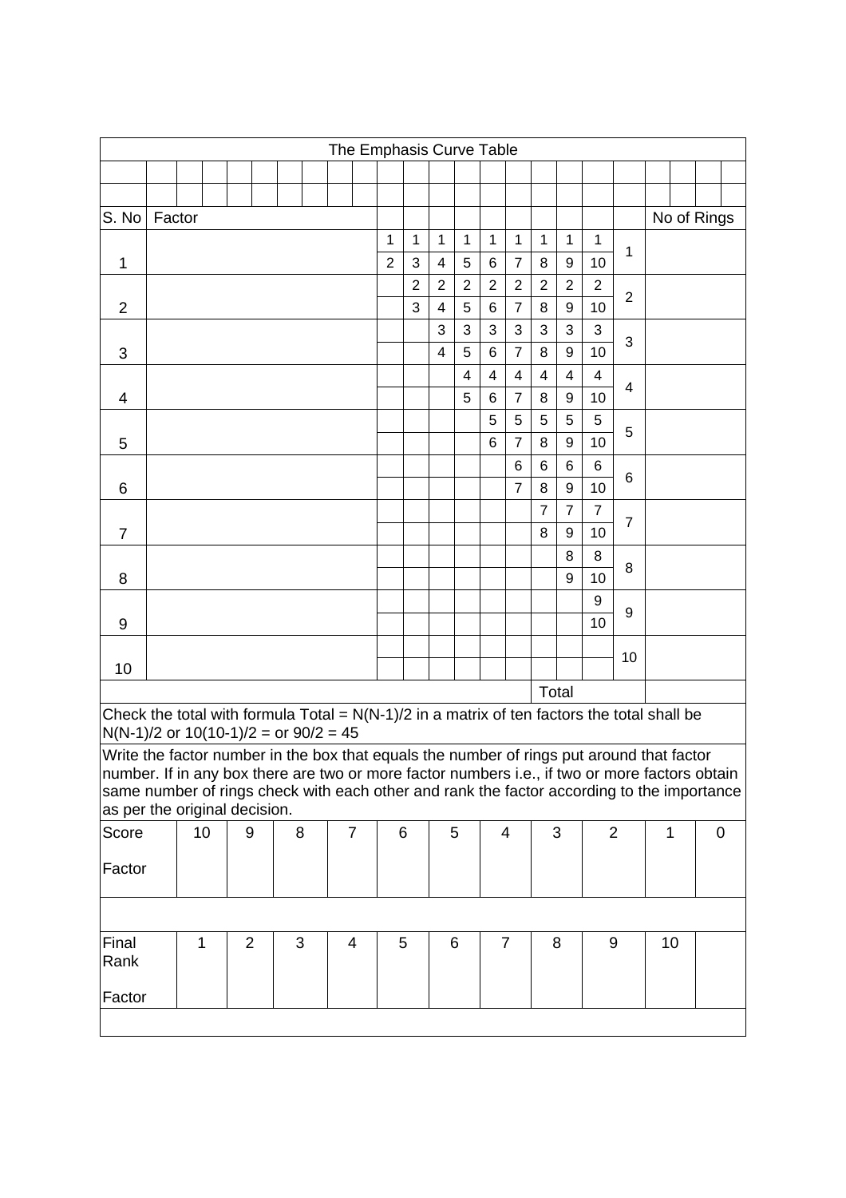## The Emphasis Curve Table

| S. No | Factor | | | | | | | | | | | | | No of Rings |
|---|---|---|---|---|---|---|---|---|---|---|---|---|---|---|
| 1 | | 1<br>2 | 1<br>3 | 1<br>4 | 1<br>5 | 1<br>6 | 1<br>7 | 1<br>8 | 1<br>9 | 1<br>10 | 1 | | | |
| 2 | | | 2<br>3 | 2<br>4 | 2<br>5 | 2<br>6 | 2<br>7 | 2<br>8 | 2<br>9 | 2<br>10 | 2 | | | |
| 3 | | | | 3<br>4 | 3<br>5 | 3<br>6 | 3<br>7 | 3<br>8 | 3<br>9 | 3<br>10 | 3 | | | |
| 4 | | | | | 4<br>5 | 4<br>6 | 4<br>7 | 4<br>8 | 4<br>9 | 4<br>10 | 4 | | | |
| 5 | | | | | | 5<br>6 | 5<br>7 | 5<br>8 | 5<br>9 | 5<br>10 | 5 | | | |
| 6 | | | | | | | 6<br>7 | 6<br>8 | 6<br>9 | 6<br>10 | 6 | | | |
| 7 | | | | | | | | 7<br>8 | 7<br>9 | 7<br>10 | 7 | | | |
| 8 | | | | | | | | | 8<br>9 | 8<br>10 | 8 | | | |
| 9 | | | | | | | | | | 9<br>10 | 9 | | | |
| 10 | | | | | | | | | | | 10 | | | |
| | | | | | | | | Total | | | | | | |

Check the total with formula Total = $N(N-1)/2$ in a matrix of ten factors the total shall be $N(N-1)/2$ or $10(10-1)/2$ = or $90/2 = 45$

Write the factor number in the box that equals the number of rings put around that factor number. If in any box there are two or more factor numbers i.e., if two or more factors obtain same number of rings check with each other and rank the factor according to the importance as per the original decision.

| Score | 10 | 9 | 8 | 7 | 6 | 5 | 4 | 3 | 2 | 1 | 0 |
|---|---|---|---|---|---|---|---|---|---|---|---|
| Factor | | | | | | | | | | | |

| Final Rank | 1 | 2 | 3 | 4 | 5 | 6 | 7 | 8 | 9 | 10 | |
|---|---|---|---|---|---|---|---|---|---|---|---|
| Factor | | | | | | | | | | | |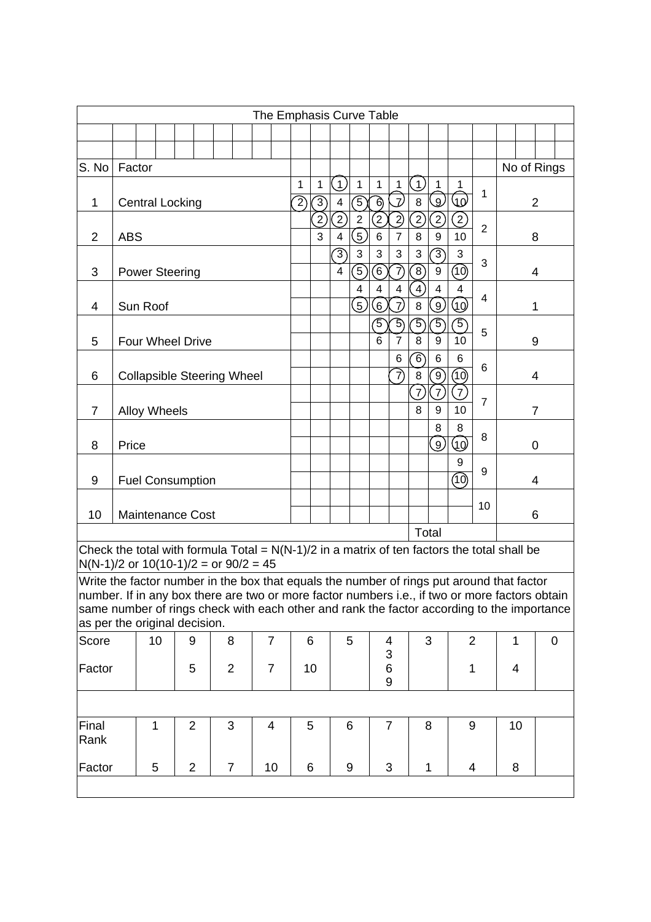# The Emphasis Curve Table

| S. No | Factor | | | | | | | | | | | No of Rings |
|---|---|---|---|---|---|---|---|---|---|---|---|---|
| | | 1 | 1 | (1) | 1 | 1 | 1 | (1) | 1 | 1 | | |
| 1 | Central Locking | (2) | (3) | 4 | (5) | (6) | (7) | 8 | (9) | (10) | 1 | 2 |
| | | | (2) | (2) | 2 | (2) | (2) | (2) | (2) | (2) | | |
| 2 | ABS | | 3 | 4 | (5) | 6 | 7 | 8 | 9 | 10 | 2 | 8 |
| | | | | (3) | 3 | 3 | 3 | 3 | (3) | 3 | | |
| 3 | Power Steering | | | 4 | (5) | (6) | (7) | (8) | 9 | (10) | 3 | 4 |
| | | | | | 4 | 4 | 4 | (4) | 4 | 4 | | |
| 4 | Sun Roof | | | | (5) | (6) | (7) | 8 | (9) | (10) | 4 | 1 |
| | | | | | | (5) | (5) | (5) | (5) | (5) | | |
| 5 | Four Wheel Drive | | | | | 6 | 7 | 8 | 9 | 10 | 5 | 9 |
| | | | | | | | 6 | (6) | 6 | 6 | | |
| 6 | Collapsible Steering Wheel | | | | | | (7) | 8 | (9) | (10) | 6 | 4 |
| | | | | | | | | (7) | (7) | (7) | | |
| 7 | Alloy Wheels | | | | | | | 8 | 9 | 10 | 7 | 7 |
| | | | | | | | | | 8 | 8 | | |
| 8 | Price | | | | | | | | (9) | (10) | 8 | 0 |
| | | | | | | | | | | 9 | | |
| 9 | Fuel Consumption | | | | | | | | | (10) | 9 | 4 |
| 10 | Maintenance Cost | | | | | | | | | | 10 | 6 |
| | | | | | | | | Total | | | | |

Check the total with formula Total = N(N-1)/2 in a matrix of ten factors the total shall be N(N-1)/2 or 10(10-1)/2 = or 90/2 = 45

Write the factor number in the box that equals the number of rings put around that factor number. If in any box there are two or more factor numbers i.e., if two or more factors obtain same number of rings check with each other and rank the factor according to the importance as per the original decision.

| Score | 10 | 9 | 8 | 7 | 6 | 5 | 4 | 3 | 2 | 1 | 0 |
|---|---|---|---|---|---|---|---|---|---|---|---|
| Factor | | 5 | 2 | 7 | 10 | | 3, 6, 9 | | 1 | 4 | |

| Final Rank | 1 | 2 | 3 | 4 | 5 | 6 | 7 | 8 | 9 | 10 |
|---|---|---|---|---|---|---|---|---|---|---|
| Factor | 5 | 2 | 7 | 10 | 6 | 9 | 3 | 1 | 4 | 8 |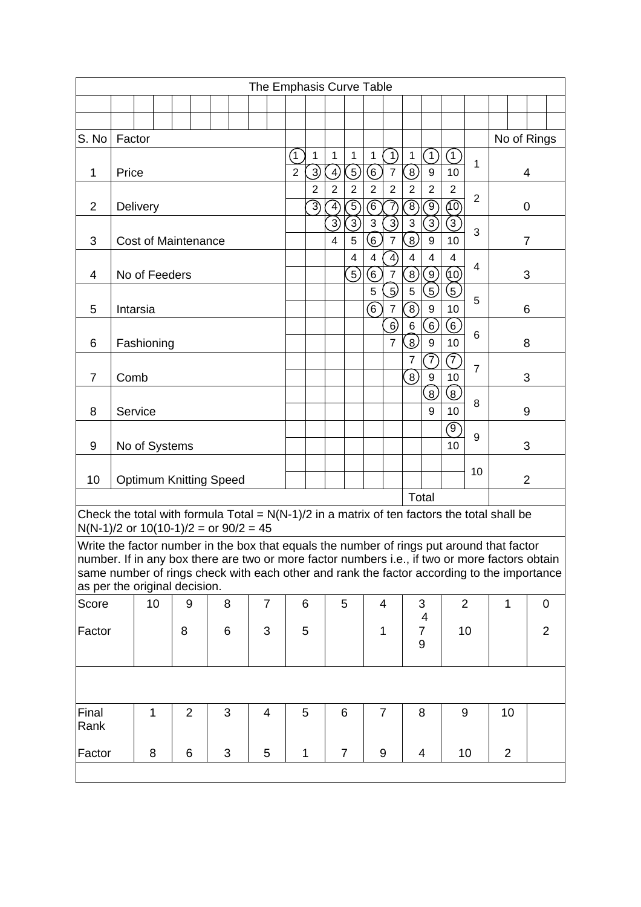**The Emphasis Curve Table**

Circled numbers are shown in parentheses, e.g. (1).

| S. No | Factor | | | | | | | | | | | No of Rings |
|---|---|---|---|---|---|---|---|---|---|---|---|---|
| | | (1) | 1 | 1 | 1 | 1 | (1) | 1 | (1) | (1) | 1 | |
| 1 | Price | 2 | (3) | (4) | (5) | (6) | 7 | (8) | 9 | 10 | | 4 |
| | | | 2 | 2 | 2 | 2 | 2 | 2 | 2 | 2 | 2 | |
| 2 | Delivery | | (3) | (4) | (5) | (6) | (7) | (8) | (9) | (10) | | 0 |
| | | | | (3) | (3) | 3 | (3) | 3 | (3) | (3) | 3 | |
| 3 | Cost of Maintenance | | | 4 | 5 | (6) | 7 | (8) | 9 | 10 | | 7 |
| | | | | | 4 | 4 | (4) | 4 | 4 | 4 | 4 | |
| 4 | No of Feeders | | | | (5) | (6) | 7 | (8) | (9) | (10) | | 3 |
| | | | | | | 5 | (5) | 5 | (5) | (5) | 5 | |
| 5 | Intarsia | | | | | (6) | 7 | (8) | 9 | 10 | | 6 |
| | | | | | | | (6) | 6 | (6) | (6) | 6 | |
| 6 | Fashioning | | | | | | 7 | (8) | 9 | 10 | | 8 |
| | | | | | | | | 7 | (7) | (7) | 7 | |
| 7 | Comb | | | | | | | (8) | 9 | 10 | | 3 |
| | | | | | | | | | (8) | (8) | 8 | |
| 8 | Service | | | | | | | | 9 | 10 | | 9 |
| | | | | | | | | | | (9) | 9 | |
| 9 | No of Systems | | | | | | | | | 10 | | 3 |
| 10 | Optimum Knitting Speed | | | | | | | | | | 10 | 2 |
| | | | | | | | | | Total | | | |

Check the total with formula Total = $N(N-1)/2$ in a matrix of ten factors the total shall be $N(N-1)/2$ or $10(10-1)/2$ = or $90/2 = 45$

Write the factor number in the box that equals the number of rings put around that factor number. If in any box there are two or more factor numbers i.e., if two or more factors obtain same number of rings check with each other and rank the factor according to the importance as per the original decision.

| Score | 10 | 9 | 8 | 7 | 6 | 5 | 4 | 3 | 2 | 1 | 0 |
|---|---|---|---|---|---|---|---|---|---|---|---|
| Factor | | 8 | 6 | 3 | 5 | | 1 | 4, 7, 9 | 10 | | 2 |

| Final Rank | 1 | 2 | 3 | 4 | 5 | 6 | 7 | 8 | 9 | 10 |
|---|---|---|---|---|---|---|---|---|---|---|
| Factor | 8 | 6 | 3 | 5 | 1 | 7 | 9 | 4 | 10 | 2 |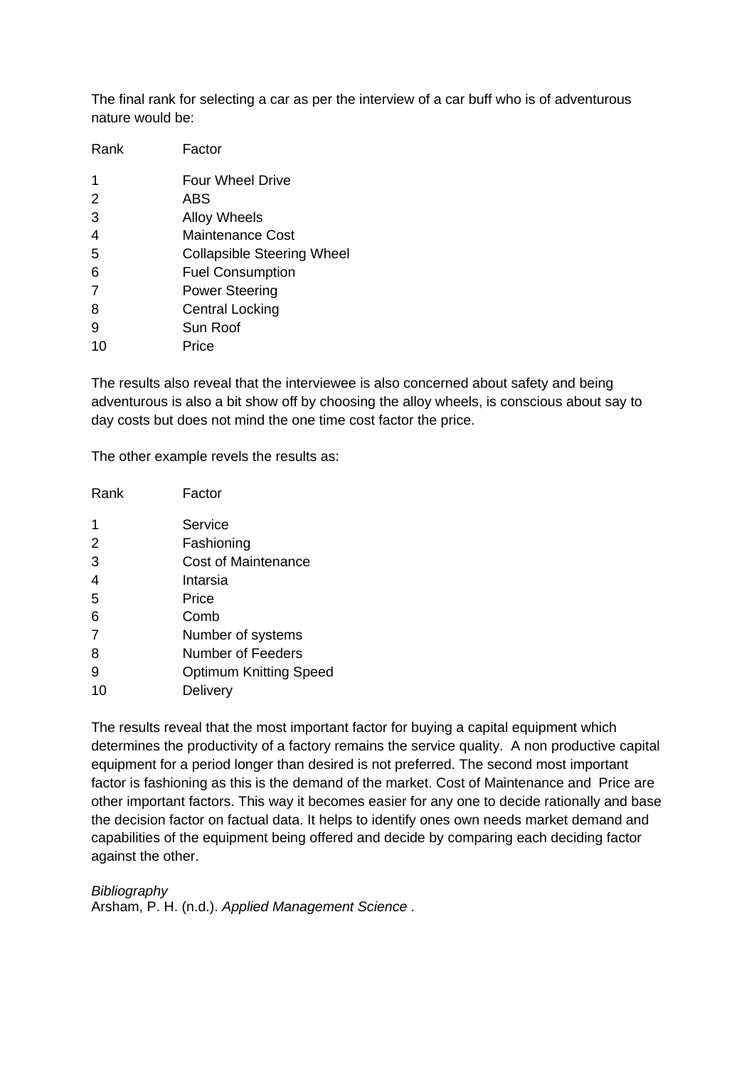The final rank for selecting a car as per the interview of a car buff who is of adventurous nature would be:

| Rank | Factor |
|---|---|
| 1 | Four Wheel Drive |
| 2 | ABS |
| 3 | Alloy Wheels |
| 4 | Maintenance Cost |
| 5 | Collapsible Steering Wheel |
| 6 | Fuel Consumption |
| 7 | Power Steering |
| 8 | Central Locking |
| 9 | Sun Roof |
| 10 | Price |

The results also reveal that the interviewee is also concerned about safety and being adventurous is also a bit show off by choosing the alloy wheels, is conscious about say to day costs but does not mind the one time cost factor the price.

The other example revels the results as:

| Rank | Factor |
|---|---|
| 1 | Service |
| 2 | Fashioning |
| 3 | Cost of Maintenance |
| 4 | Intarsia |
| 5 | Price |
| 6 | Comb |
| 7 | Number of systems |
| 8 | Number of Feeders |
| 9 | Optimum Knitting Speed |
| 10 | Delivery |

The results reveal that the most important factor for buying a capital equipment which determines the productivity of a factory remains the service quality. A non productive capital equipment for a period longer than desired is not preferred. The second most important factor is fashioning as this is the demand of the market. Cost of Maintenance and Price are other important factors. This way it becomes easier for any one to decide rationally and base the decision factor on factual data. It helps to identify ones own needs market demand and capabilities of the equipment being offered and decide by comparing each deciding factor against the other.

*Bibliography*

Arsham, P. H. (n.d.). *Applied Management Science* .